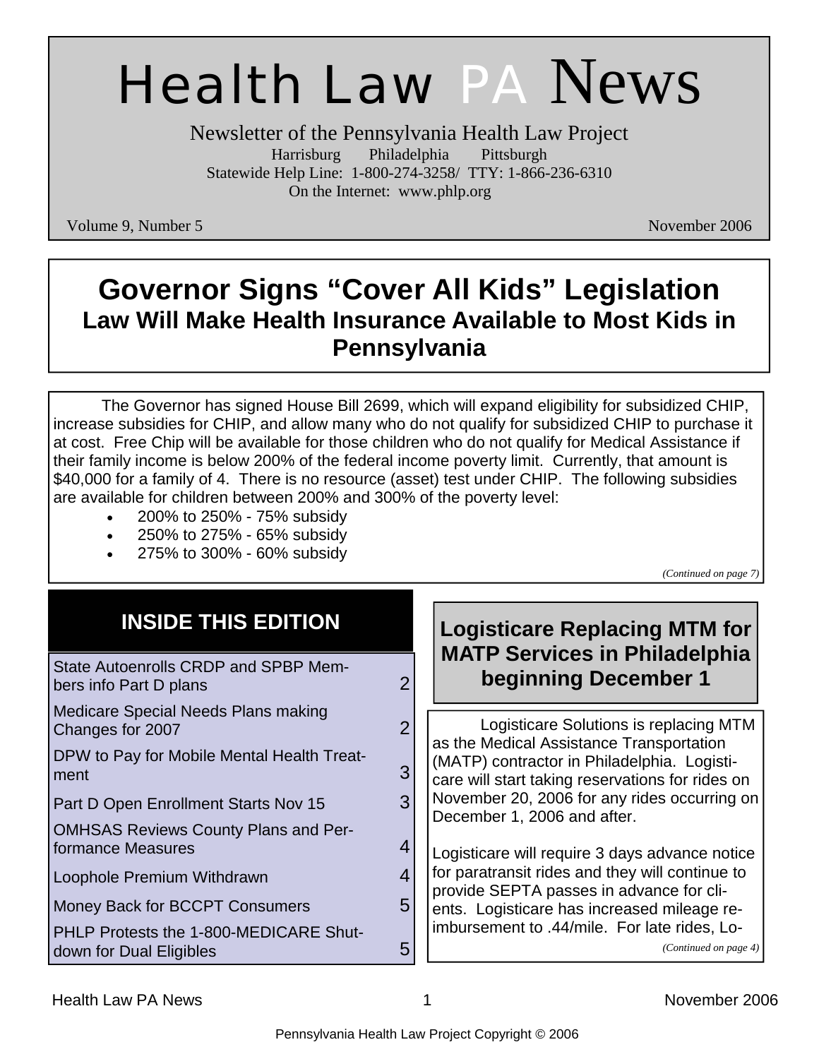# Health Law PA News

Newsletter of the Pennsylvania Health Law Project

Harrisburg  Philadelphia  Pittsburgh

Statewide Help Line: 1-800-274-3258/ TTY: 1-866-236-6310

On the Internet: www.phlp.org

Volume 9, Number 5 — November 2006

## Governor Signs "Cover All Kids" Legislation

### Law Will Make Health Insurance Available to Most Kids in Pennsylvania

The Governor has signed House Bill 2699, which will expand eligibility for subsidized CHIP, increase subsidies for CHIP, and allow many who do not qualify for subsidized CHIP to purchase it at cost. Free Chip will be available for those children who do not qualify for Medical Assistance if their family income is below 200% of the federal income poverty limit. Currently, that amount is $40,000 for a family of 4. There is no resource (asset) test under CHIP. The following subsidies are available for children between 200% and 300% of the poverty level:

- 200% to 250% - 75% subsidy
- 250% to 275% - 65% subsidy
- 275% to 300% - 60% subsidy

*(Continued on page 7)*

## INSIDE THIS EDITION

| Article | Page |
|---|---|
| State Autoenrolls CRDP and SPBP Members info Part D plans | 2 |
| Medicare Special Needs Plans making Changes for 2007 | 2 |
| DPW to Pay for Mobile Mental Health Treatment | 3 |
| Part D Open Enrollment Starts Nov 15 | 3 |
| OMHSAS Reviews County Plans and Performance Measures | 4 |
| Loophole Premium Withdrawn | 4 |
| Money Back for BCCPT Consumers | 5 |
| PHLP Protests the 1-800-MEDICARE Shutdown for Dual Eligibles | 5 |

## Logisticare Replacing MTM for MATP Services in Philadelphia beginning December 1

Logisticare Solutions is replacing MTM as the Medical Assistance Transportation (MATP) contractor in Philadelphia. Logisticare will start taking reservations for rides on November 20, 2006 for any rides occurring on December 1, 2006 and after.

Logisticare will require 3 days advance notice for paratransit rides and they will continue to provide SEPTA passes in advance for clients. Logisticare has increased mileage reimbursement to .44/mile. For late rides, Lo-

*(Continued on page 4)*

Pennsylvania Health Law Project Copyright © 2006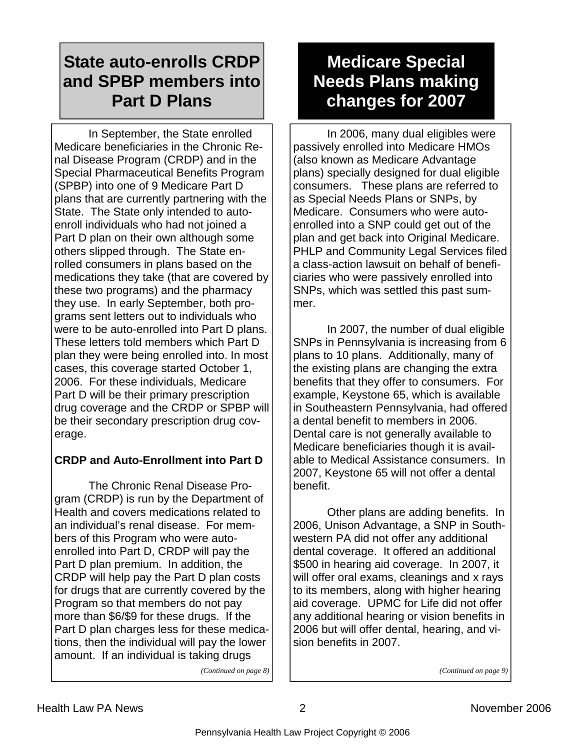## State auto-enrolls CRDP and SPBP members into Part D Plans

In September, the State enrolled Medicare beneficiaries in the Chronic Renal Disease Program (CRDP) and in the Special Pharmaceutical Benefits Program (SPBP) into one of 9 Medicare Part D plans that are currently partnering with the State. The State only intended to auto-enroll individuals who had not joined a Part D plan on their own although some others slipped through. The State enrolled consumers in plans based on the medications they take (that are covered by these two programs) and the pharmacy they use. In early September, both programs sent letters out to individuals who were to be auto-enrolled into Part D plans. These letters told members which Part D plan they were being enrolled into. In most cases, this coverage started October 1, 2006. For these individuals, Medicare Part D will be their primary prescription drug coverage and the CRDP or SPBP will be their secondary prescription drug coverage.

**CRDP and Auto-Enrollment into Part D**

The Chronic Renal Disease Program (CRDP) is run by the Department of Health and covers medications related to an individual's renal disease. For members of this Program who were auto-enrolled into Part D, CRDP will pay the Part D plan premium. In addition, the CRDP will help pay the Part D plan costs for drugs that are currently covered by the Program so that members do not pay more than $6/$9 for these drugs. If the Part D plan charges less for these medications, then the individual will pay the lower amount. If an individual is taking drugs

*(Continued on page 8)*

## Medicare Special Needs Plans making changes for 2007

In 2006, many dual eligibles were passively enrolled into Medicare HMOs (also known as Medicare Advantage plans) specially designed for dual eligible consumers. These plans are referred to as Special Needs Plans or SNPs, by Medicare. Consumers who were auto-enrolled into a SNP could get out of the plan and get back into Original Medicare. PHLP and Community Legal Services filed a class-action lawsuit on behalf of beneficiaries who were passively enrolled into SNPs, which was settled this past summer.

In 2007, the number of dual eligible SNPs in Pennsylvania is increasing from 6 plans to 10 plans. Additionally, many of the existing plans are changing the extra benefits that they offer to consumers. For example, Keystone 65, which is available in Southeastern Pennsylvania, had offered a dental benefit to members in 2006. Dental care is not generally available to Medicare beneficiaries though it is available to Medical Assistance consumers. In 2007, Keystone 65 will not offer a dental benefit.

Other plans are adding benefits. In 2006, Unison Advantage, a SNP in Southwestern PA did not offer any additional dental coverage. It offered an additional $500 in hearing aid coverage. In 2007, it will offer oral exams, cleanings and x rays to its members, along with higher hearing aid coverage. UPMC for Life did not offer any additional hearing or vision benefits in 2006 but will offer dental, hearing, and vision benefits in 2007.

*(Continued on page 9)*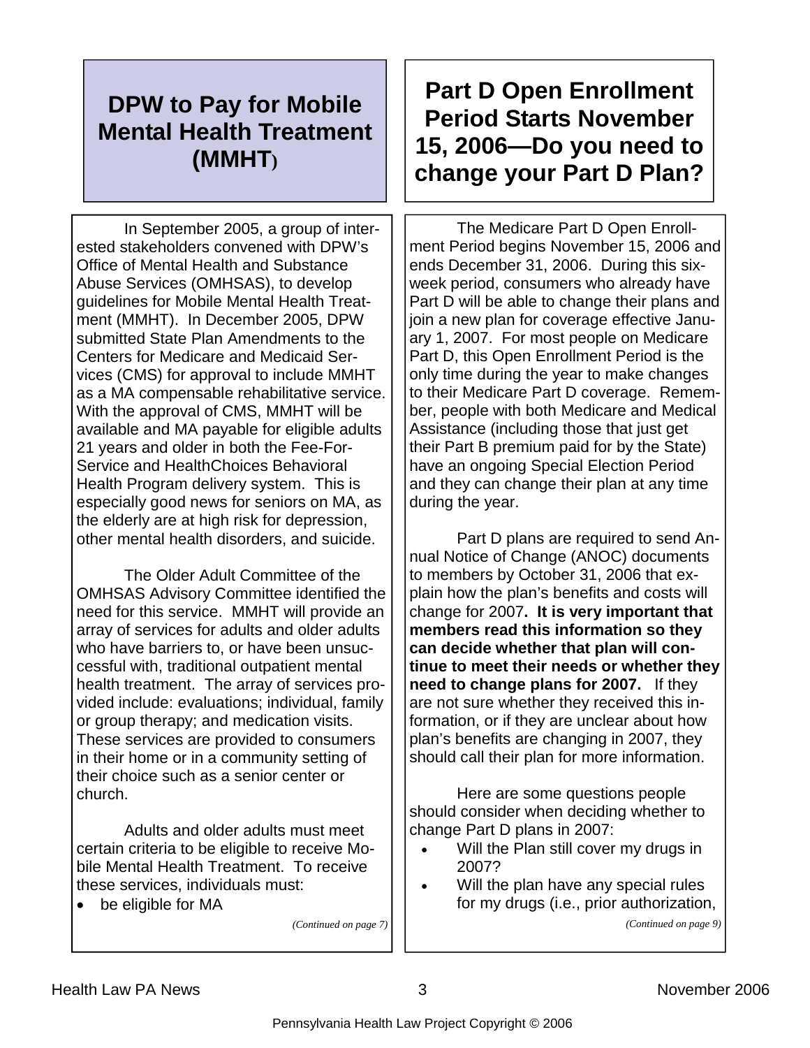## DPW to Pay for Mobile Mental Health Treatment (MMHT)

In September 2005, a group of interested stakeholders convened with DPW's Office of Mental Health and Substance Abuse Services (OMHSAS), to develop guidelines for Mobile Mental Health Treatment (MMHT). In December 2005, DPW submitted State Plan Amendments to the Centers for Medicare and Medicaid Services (CMS) for approval to include MMHT as a MA compensable rehabilitative service. With the approval of CMS, MMHT will be available and MA payable for eligible adults 21 years and older in both the Fee-For-Service and HealthChoices Behavioral Health Program delivery system. This is especially good news for seniors on MA, as the elderly are at high risk for depression, other mental health disorders, and suicide.

The Older Adult Committee of the OMHSAS Advisory Committee identified the need for this service. MMHT will provide an array of services for adults and older adults who have barriers to, or have been unsuccessful with, traditional outpatient mental health treatment. The array of services provided include: evaluations; individual, family or group therapy; and medication visits. These services are provided to consumers in their home or in a community setting of their choice such as a senior center or church.

Adults and older adults must meet certain criteria to be eligible to receive Mobile Mental Health Treatment. To receive these services, individuals must:

- be eligible for MA

*(Continued on page 7)*

## Part D Open Enrollment Period Starts November 15, 2006—Do you need to change your Part D Plan?

The Medicare Part D Open Enrollment Period begins November 15, 2006 and ends December 31, 2006. During this six-week period, consumers who already have Part D will be able to change their plans and join a new plan for coverage effective January 1, 2007. For most people on Medicare Part D, this Open Enrollment Period is the only time during the year to make changes to their Medicare Part D coverage. Remember, people with both Medicare and Medical Assistance (including those that just get their Part B premium paid for by the State) have an ongoing Special Election Period and they can change their plan at any time during the year.

Part D plans are required to send Annual Notice of Change (ANOC) documents to members by October 31, 2006 that explain how the plan's benefits and costs will change for 2007**. It is very important that members read this information so they can decide whether that plan will continue to meet their needs or whether they need to change plans for 2007.** If they are not sure whether they received this information, or if they are unclear about how plan's benefits are changing in 2007, they should call their plan for more information.

Here are some questions people should consider when deciding whether to change Part D plans in 2007:

- Will the Plan still cover my drugs in 2007?
- Will the plan have any special rules for my drugs (i.e., prior authorization,

*(Continued on page 9)*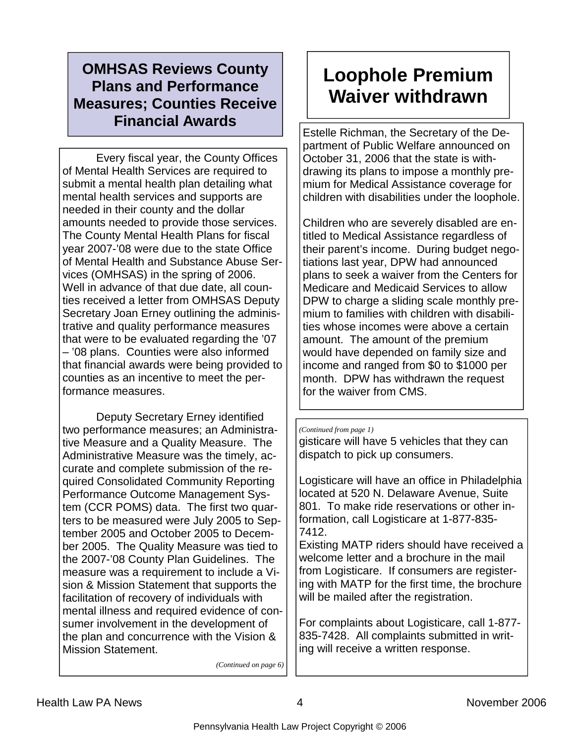## OMHSAS Reviews County Plans and Performance Measures; Counties Receive Financial Awards

Every fiscal year, the County Offices of Mental Health Services are required to submit a mental health plan detailing what mental health services and supports are needed in their county and the dollar amounts needed to provide those services. The County Mental Health Plans for fiscal year 2007-'08 were due to the state Office of Mental Health and Substance Abuse Services (OMHSAS) in the spring of 2006. Well in advance of that due date, all counties received a letter from OMHSAS Deputy Secretary Joan Erney outlining the administrative and quality performance measures that were to be evaluated regarding the '07 – '08 plans. Counties were also informed that financial awards were being provided to counties as an incentive to meet the performance measures.

Deputy Secretary Erney identified two performance measures; an Administrative Measure and a Quality Measure. The Administrative Measure was the timely, accurate and complete submission of the required Consolidated Community Reporting Performance Outcome Management System (CCR POMS) data. The first two quarters to be measured were July 2005 to September 2005 and October 2005 to December 2005. The Quality Measure was tied to the 2007-'08 County Plan Guidelines. The measure was a requirement to include a Vision & Mission Statement that supports the facilitation of recovery of individuals with mental illness and required evidence of consumer involvement in the development of the plan and concurrence with the Vision & Mission Statement.

*(Continued on page 6)*

## Loophole Premium Waiver withdrawn

Estelle Richman, the Secretary of the Department of Public Welfare announced on October 31, 2006 that the state is withdrawing its plans to impose a monthly premium for Medical Assistance coverage for children with disabilities under the loophole.

Children who are severely disabled are entitled to Medical Assistance regardless of their parent's income. During budget negotiations last year, DPW had announced plans to seek a waiver from the Centers for Medicare and Medicaid Services to allow DPW to charge a sliding scale monthly premium to families with children with disabilities whose incomes were above a certain amount. The amount of the premium would have depended on family size and income and ranged from $0 to $1000 per month. DPW has withdrawn the request for the waiver from CMS.

*(Continued from page 1)*

gisticare will have 5 vehicles that they can dispatch to pick up consumers.

Logisticare will have an office in Philadelphia located at 520 N. Delaware Avenue, Suite 801. To make ride reservations or other information, call Logisticare at 1-877-835-7412.

Existing MATP riders should have received a welcome letter and a brochure in the mail from Logisticare. If consumers are registering with MATP for the first time, the brochure will be mailed after the registration.

For complaints about Logisticare, call 1-877-835-7428. All complaints submitted in writing will receive a written response.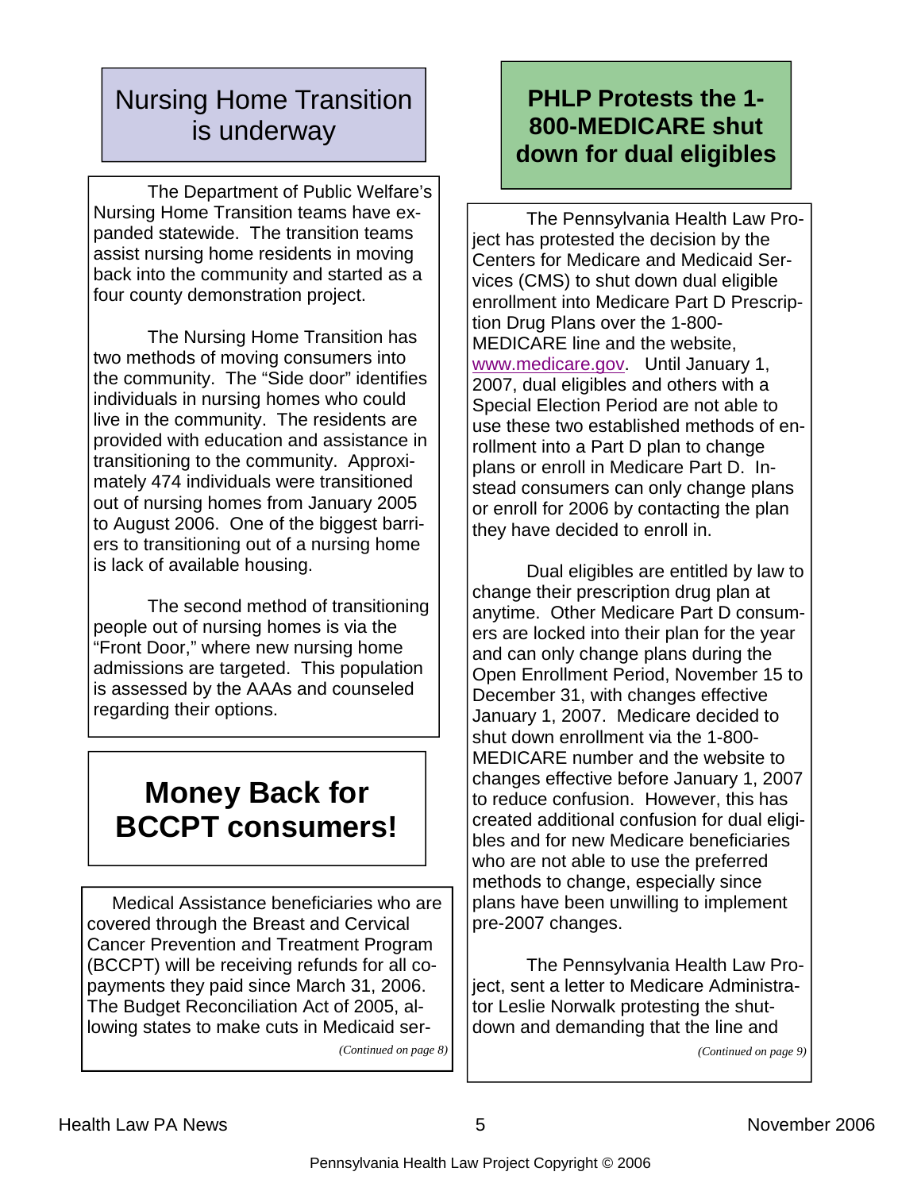## Nursing Home Transition is underway

The Department of Public Welfare's Nursing Home Transition teams have expanded statewide. The transition teams assist nursing home residents in moving back into the community and started as a four county demonstration project.

The Nursing Home Transition has two methods of moving consumers into the community. The "Side door" identifies individuals in nursing homes who could live in the community. The residents are provided with education and assistance in transitioning to the community. Approximately 474 individuals were transitioned out of nursing homes from January 2005 to August 2006. One of the biggest barriers to transitioning out of a nursing home is lack of available housing.

The second method of transitioning people out of nursing homes is via the "Front Door," where new nursing home admissions are targeted. This population is assessed by the AAAs and counseled regarding their options.

## Money Back for BCCPT consumers!

Medical Assistance beneficiaries who are covered through the Breast and Cervical Cancer Prevention and Treatment Program (BCCPT) will be receiving refunds for all co-payments they paid since March 31, 2006. The Budget Reconciliation Act of 2005, allowing states to make cuts in Medicaid ser-

*(Continued on page 8)*

## PHLP Protests the 1-800-MEDICARE shut down for dual eligibles

The Pennsylvania Health Law Project has protested the decision by the Centers for Medicare and Medicaid Services (CMS) to shut down dual eligible enrollment into Medicare Part D Prescription Drug Plans over the 1-800-MEDICARE line and the website, www.medicare.gov. Until January 1, 2007, dual eligibles and others with a Special Election Period are not able to use these two established methods of enrollment into a Part D plan to change plans or enroll in Medicare Part D. Instead consumers can only change plans or enroll for 2006 by contacting the plan they have decided to enroll in.

Dual eligibles are entitled by law to change their prescription drug plan at anytime. Other Medicare Part D consumers are locked into their plan for the year and can only change plans during the Open Enrollment Period, November 15 to December 31, with changes effective January 1, 2007. Medicare decided to shut down enrollment via the 1-800-MEDICARE number and the website to changes effective before January 1, 2007 to reduce confusion. However, this has created additional confusion for dual eligibles and for new Medicare beneficiaries who are not able to use the preferred methods to change, especially since plans have been unwilling to implement pre-2007 changes.

The Pennsylvania Health Law Project, sent a letter to Medicare Administrator Leslie Norwalk protesting the shutdown and demanding that the line and

*(Continued on page 9)*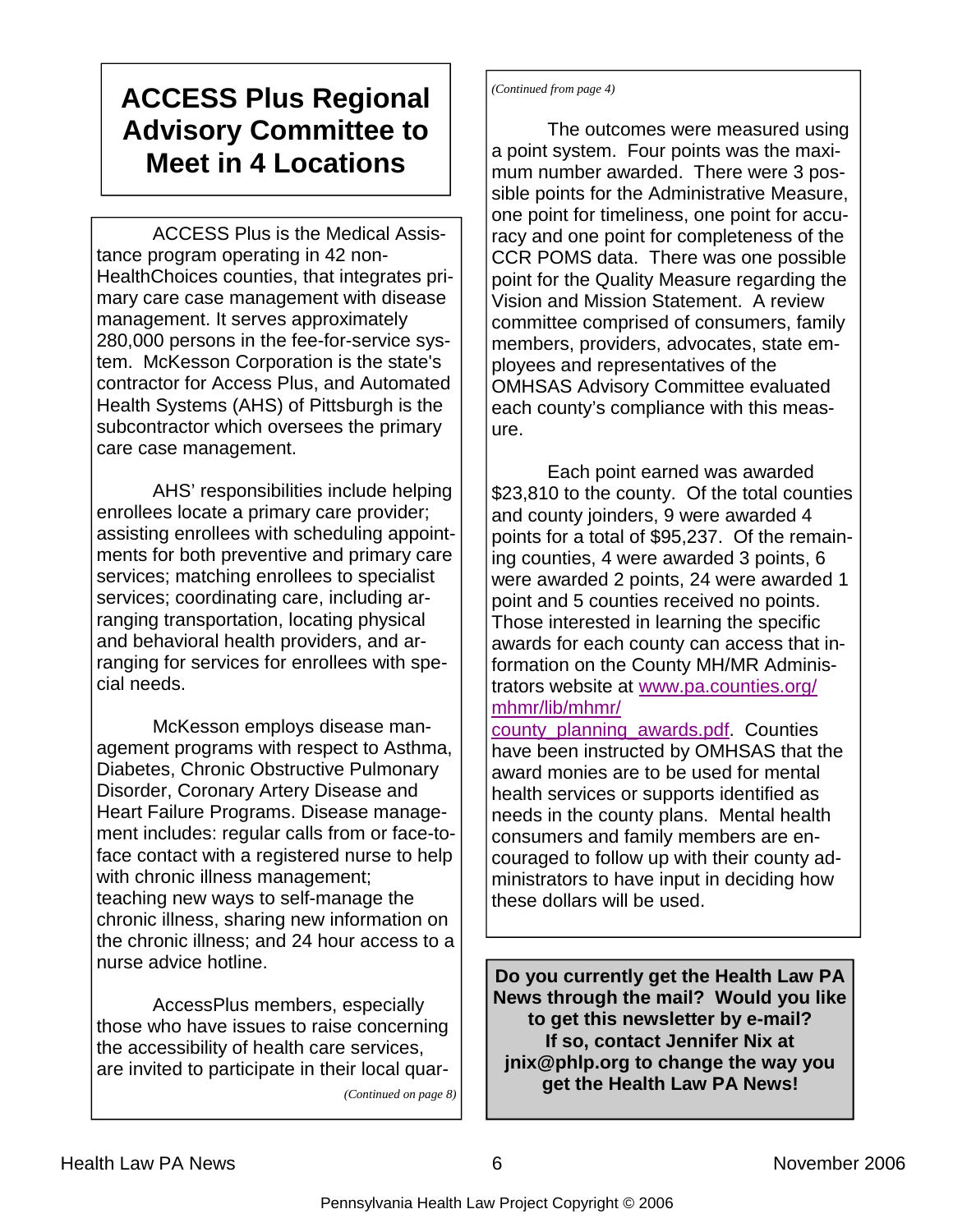# ACCESS Plus Regional Advisory Committee to Meet in 4 Locations

ACCESS Plus is the Medical Assistance program operating in 42 non-HealthChoices counties, that integrates primary care case management with disease management. It serves approximately 280,000 persons in the fee-for-service system. McKesson Corporation is the state's contractor for Access Plus, and Automated Health Systems (AHS) of Pittsburgh is the subcontractor which oversees the primary care case management.

AHS' responsibilities include helping enrollees locate a primary care provider; assisting enrollees with scheduling appointments for both preventive and primary care services; matching enrollees to specialist services; coordinating care, including arranging transportation, locating physical and behavioral health providers, and arranging for services for enrollees with special needs.

McKesson employs disease management programs with respect to Asthma, Diabetes, Chronic Obstructive Pulmonary Disorder, Coronary Artery Disease and Heart Failure Programs. Disease management includes: regular calls from or face-to-face contact with a registered nurse to help with chronic illness management; teaching new ways to self-manage the chronic illness, sharing new information on the chronic illness; and 24 hour access to a nurse advice hotline.

AccessPlus members, especially those who have issues to raise concerning the accessibility of health care services, are invited to participate in their local quar-

*(Continued on page 8)*

*(Continued from page 4)*

The outcomes were measured using a point system. Four points was the maximum number awarded. There were 3 possible points for the Administrative Measure, one point for timeliness, one point for accuracy and one point for completeness of the CCR POMS data. There was one possible point for the Quality Measure regarding the Vision and Mission Statement. A review committee comprised of consumers, family members, providers, advocates, state employees and representatives of the OMHSAS Advisory Committee evaluated each county's compliance with this measure.

Each point earned was awarded $23,810 to the county. Of the total counties and county joinders, 9 were awarded 4 points for a total of $95,237. Of the remaining counties, 4 were awarded 3 points, 6 were awarded 2 points, 24 were awarded 1 point and 5 counties received no points. Those interested in learning the specific awards for each county can access that information on the County MH/MR Administrators website at www.pa.counties.org/mhmr/lib/mhmr/county_planning_awards.pdf. Counties have been instructed by OMHSAS that the award monies are to be used for mental health services or supports identified as needs in the county plans. Mental health consumers and family members are encouraged to follow up with their county administrators to have input in deciding how these dollars will be used.

**Do you currently get the Health Law PA News through the mail? Would you like to get this newsletter by e-mail? If so, contact Jennifer Nix at jnix@phlp.org to change the way you get the Health Law PA News!**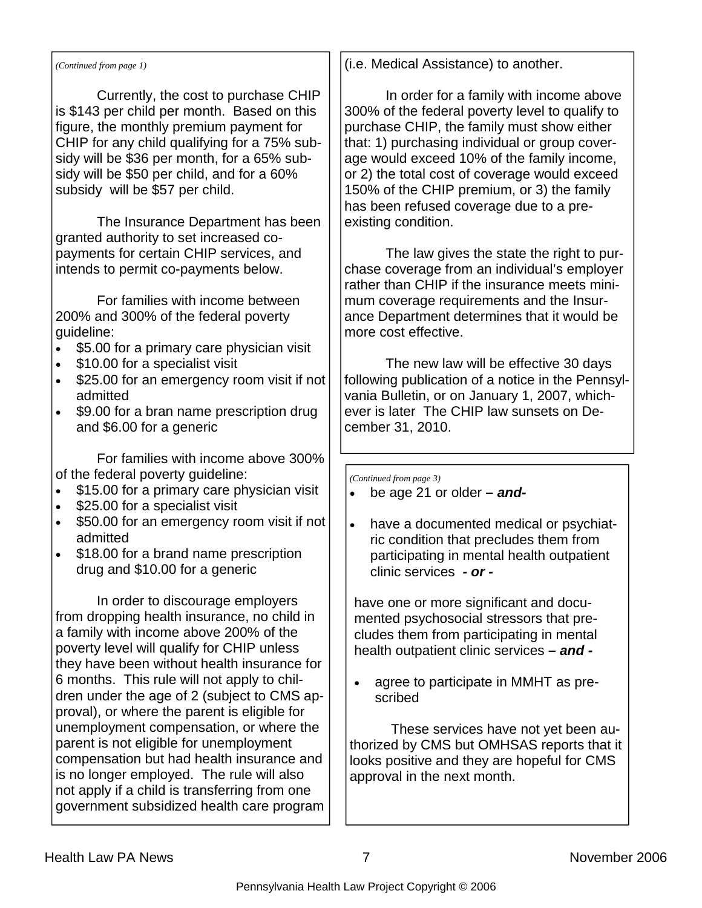*(Continued from page 1)*

Currently, the cost to purchase CHIP is $143 per child per month. Based on this figure, the monthly premium payment for CHIP for any child qualifying for a 75% subsidy will be $36 per month, for a 65% subsidy will be $50 per child, and for a 60% subsidy will be $57 per child.

The Insurance Department has been granted authority to set increased co-payments for certain CHIP services, and intends to permit co-payments below.

For families with income between 200% and 300% of the federal poverty guideline:

- $5.00 for a primary care physician visit
- $10.00 for a specialist visit
- $25.00 for an emergency room visit if not admitted
- $9.00 for a bran name prescription drug and $6.00 for a generic

For families with income above 300% of the federal poverty guideline:

- $15.00 for a primary care physician visit
- $25.00 for a specialist visit
- $50.00 for an emergency room visit if not admitted
- $18.00 for a brand name prescription drug and $10.00 for a generic

In order to discourage employers from dropping health insurance, no child in a family with income above 200% of the poverty level will qualify for CHIP unless they have been without health insurance for 6 months. This rule will not apply to children under the age of 2 (subject to CMS approval), or where the parent is eligible for unemployment compensation, or where the parent is not eligible for unemployment compensation but had health insurance and is no longer employed. The rule will also not apply if a child is transferring from one government subsidized health care program (i.e. Medical Assistance) to another.

In order for a family with income above 300% of the federal poverty level to qualify to purchase CHIP, the family must show either that: 1) purchasing individual or group coverage would exceed 10% of the family income, or 2) the total cost of coverage would exceed 150% of the CHIP premium, or 3) the family has been refused coverage due to a pre-existing condition.

The law gives the state the right to purchase coverage from an individual's employer rather than CHIP if the insurance meets minimum coverage requirements and the Insurance Department determines that it would be more cost effective.

The new law will be effective 30 days following publication of a notice in the Pennsylvania Bulletin, or on January 1, 2007, whichever is later The CHIP law sunsets on December 31, 2010.

*(Continued from page 3)*

- be age 21 or older ***– and-***
- have a documented medical or psychiatric condition that precludes them from participating in mental health outpatient clinic services ***- or -***

have one or more significant and documented psychosocial stressors that precludes them from participating in mental health outpatient clinic services ***– and -***

- agree to participate in MMHT as prescribed

These services have not yet been authorized by CMS but OMHSAS reports that it looks positive and they are hopeful for CMS approval in the next month.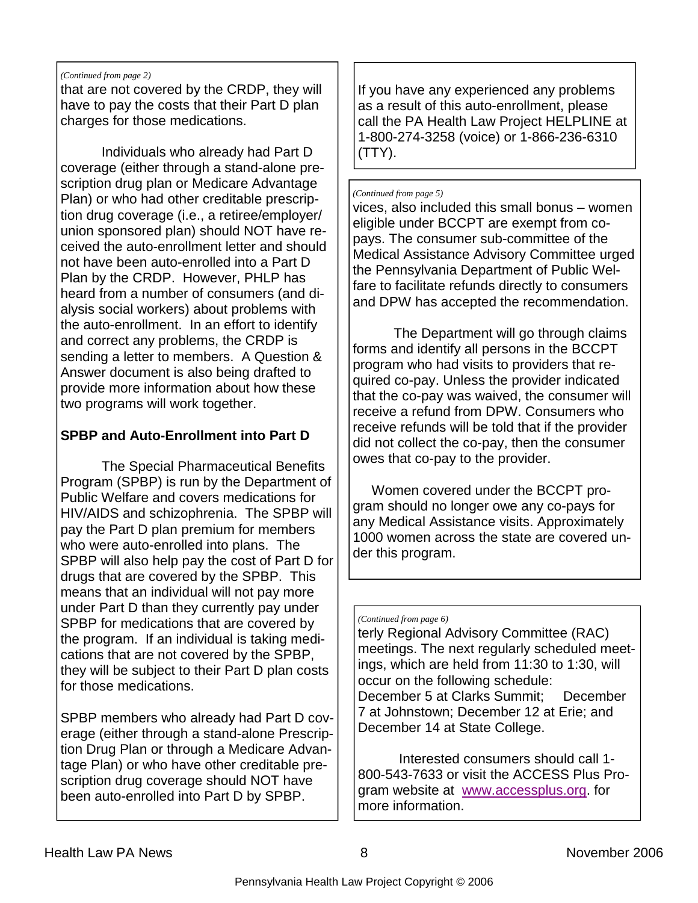*(Continued from page 2)*

that are not covered by the CRDP, they will have to pay the costs that their Part D plan charges for those medications.

Individuals who already had Part D coverage (either through a stand-alone prescription drug plan or Medicare Advantage Plan) or who had other creditable prescription drug coverage (i.e., a retiree/employer/union sponsored plan) should NOT have received the auto-enrollment letter and should not have been auto-enrolled into a Part D Plan by the CRDP. However, PHLP has heard from a number of consumers (and dialysis social workers) about problems with the auto-enrollment. In an effort to identify and correct any problems, the CRDP is sending a letter to members. A Question & Answer document is also being drafted to provide more information about how these two programs will work together.

**SPBP and Auto-Enrollment into Part D**

The Special Pharmaceutical Benefits Program (SPBP) is run by the Department of Public Welfare and covers medications for HIV/AIDS and schizophrenia. The SPBP will pay the Part D plan premium for members who were auto-enrolled into plans. The SPBP will also help pay the cost of Part D for drugs that are covered by the SPBP. This means that an individual will not pay more under Part D than they currently pay under SPBP for medications that are covered by the program. If an individual is taking medications that are not covered by the SPBP, they will be subject to their Part D plan costs for those medications.

SPBP members who already had Part D coverage (either through a stand-alone Prescription Drug Plan or through a Medicare Advantage Plan) or who have other creditable prescription drug coverage should NOT have been auto-enrolled into Part D by SPBP.

If you have any experienced any problems as a result of this auto-enrollment, please call the PA Health Law Project HELPLINE at 1-800-274-3258 (voice) or 1-866-236-6310 (TTY).

*(Continued from page 5)*

vices, also included this small bonus – women eligible under BCCPT are exempt from co-pays. The consumer sub-committee of the Medical Assistance Advisory Committee urged the Pennsylvania Department of Public Welfare to facilitate refunds directly to consumers and DPW has accepted the recommendation.

The Department will go through claims forms and identify all persons in the BCCPT program who had visits to providers that required co-pay. Unless the provider indicated that the co-pay was waived, the consumer will receive a refund from DPW. Consumers who receive refunds will be told that if the provider did not collect the co-pay, then the consumer owes that co-pay to the provider.

Women covered under the BCCPT program should no longer owe any co-pays for any Medical Assistance visits. Approximately 1000 women across the state are covered under this program.

*(Continued from page 6)*

terly Regional Advisory Committee (RAC) meetings. The next regularly scheduled meetings, which are held from 11:30 to 1:30, will occur on the following schedule: December 5 at Clarks Summit; December 7 at Johnstown; December 12 at Erie; and December 14 at State College.

Interested consumers should call 1-800-543-7633 or visit the ACCESS Plus Program website at www.accessplus.org. for more information.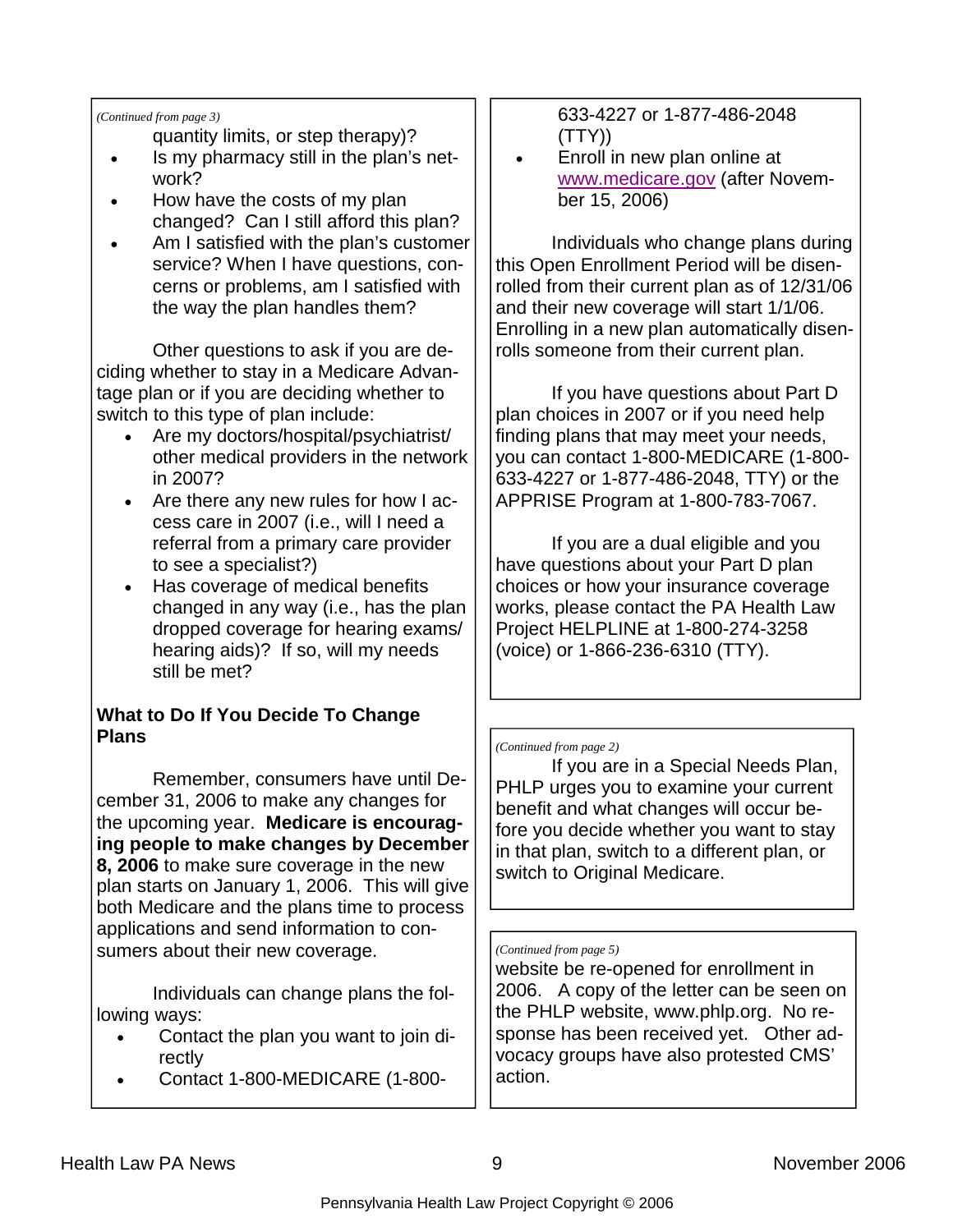*(Continued from page 3)*

quantity limits, or step therapy)?

- Is my pharmacy still in the plan's network?
- How have the costs of my plan changed? Can I still afford this plan?
- Am I satisfied with the plan's customer service? When I have questions, concerns or problems, am I satisfied with the way the plan handles them?

Other questions to ask if you are deciding whether to stay in a Medicare Advantage plan or if you are deciding whether to switch to this type of plan include:

- Are my doctors/hospital/psychiatrist/ other medical providers in the network in 2007?
- Are there any new rules for how I access care in 2007 (i.e., will I need a referral from a primary care provider to see a specialist?)
- Has coverage of medical benefits changed in any way (i.e., has the plan dropped coverage for hearing exams/ hearing aids)? If so, will my needs still be met?

**What to Do If You Decide To Change Plans**

Remember, consumers have until December 31, 2006 to make any changes for the upcoming year. **Medicare is encouraging people to make changes by December 8, 2006** to make sure coverage in the new plan starts on January 1, 2006. This will give both Medicare and the plans time to process applications and send information to consumers about their new coverage.

Individuals can change plans the following ways:

- Contact the plan you want to join directly
- Contact 1-800-MEDICARE (1-800-633-4227 or 1-877-486-2048 (TTY))
- Enroll in new plan online at www.medicare.gov (after November 15, 2006)

Individuals who change plans during this Open Enrollment Period will be disenrolled from their current plan as of 12/31/06 and their new coverage will start 1/1/06. Enrolling in a new plan automatically disenrolls someone from their current plan.

If you have questions about Part D plan choices in 2007 or if you need help finding plans that may meet your needs, you can contact 1-800-MEDICARE (1-800-633-4227 or 1-877-486-2048, TTY) or the APPRISE Program at 1-800-783-7067.

If you are a dual eligible and you have questions about your Part D plan choices or how your insurance coverage works, please contact the PA Health Law Project HELPLINE at 1-800-274-3258 (voice) or 1-866-236-6310 (TTY).

*(Continued from page 2)*

If you are in a Special Needs Plan, PHLP urges you to examine your current benefit and what changes will occur before you decide whether you want to stay in that plan, switch to a different plan, or switch to Original Medicare.

*(Continued from page 5)*

website be re-opened for enrollment in 2006. A copy of the letter can be seen on the PHLP website, www.phlp.org. No response has been received yet. Other advocacy groups have also protested CMS' action.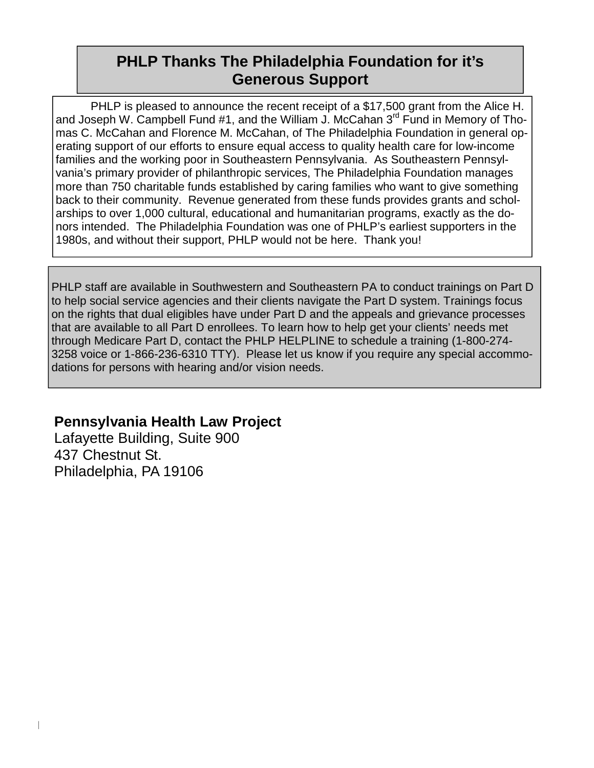## PHLP Thanks The Philadelphia Foundation for it's Generous Support

PHLP is pleased to announce the recent receipt of a $17,500 grant from the Alice H. and Joseph W. Campbell Fund #1, and the William J. McCahan 3rd Fund in Memory of Thomas C. McCahan and Florence M. McCahan, of The Philadelphia Foundation in general operating support of our efforts to ensure equal access to quality health care for low-income families and the working poor in Southeastern Pennsylvania. As Southeastern Pennsylvania's primary provider of philanthropic services, The Philadelphia Foundation manages more than 750 charitable funds established by caring families who want to give something back to their community. Revenue generated from these funds provides grants and scholarships to over 1,000 cultural, educational and humanitarian programs, exactly as the donors intended. The Philadelphia Foundation was one of PHLP's earliest supporters in the 1980s, and without their support, PHLP would not be here. Thank you!

PHLP staff are available in Southwestern and Southeastern PA to conduct trainings on Part D to help social service agencies and their clients navigate the Part D system. Trainings focus on the rights that dual eligibles have under Part D and the appeals and grievance processes that are available to all Part D enrollees. To learn how to help get your clients' needs met through Medicare Part D, contact the PHLP HELPLINE to schedule a training (1-800-274-3258 voice or 1-866-236-6310 TTY). Please let us know if you require any special accommodations for persons with hearing and/or vision needs.

**Pennsylvania Health Law Project**
Lafayette Building, Suite 900
437 Chestnut St.
Philadelphia, PA 19106